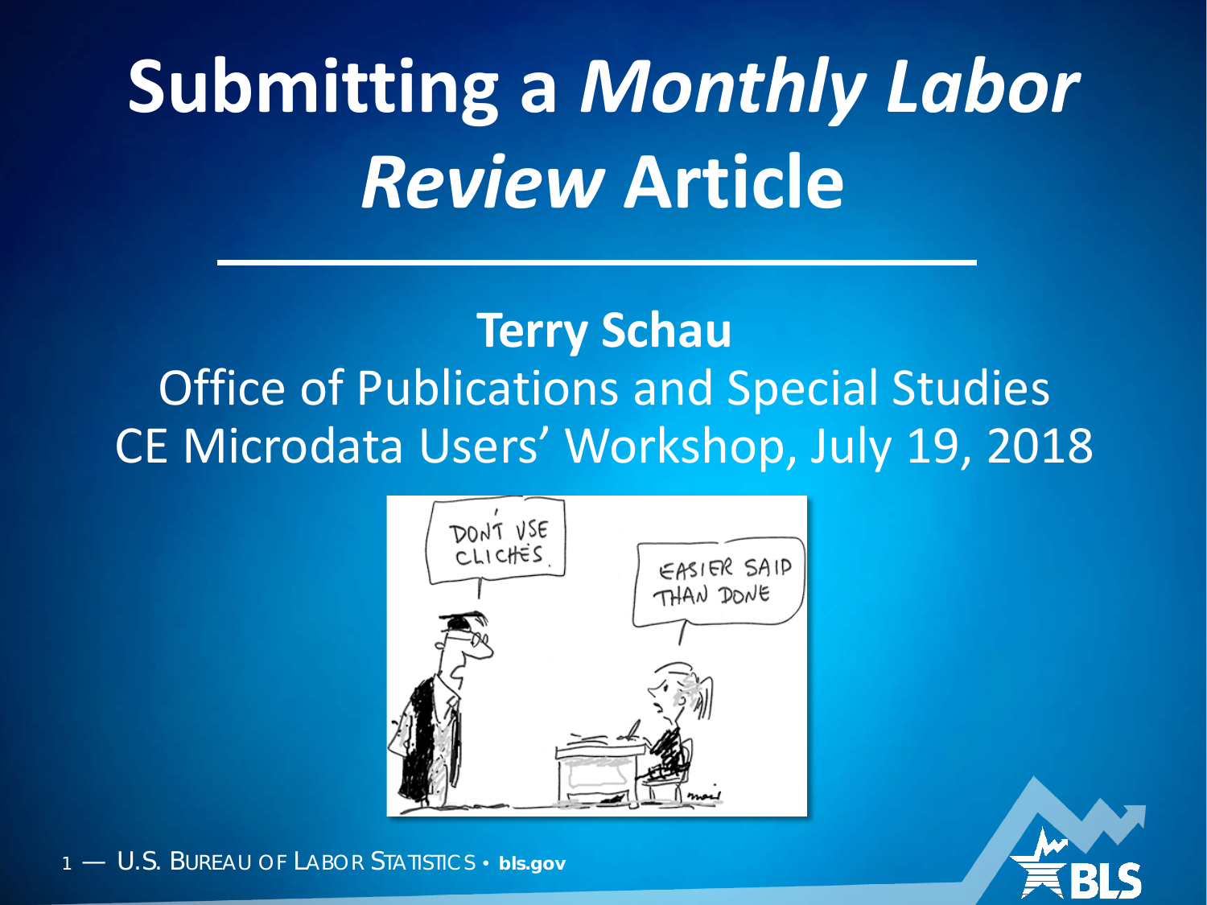# Submitting a *Monthly Labor Review* Article

**Terry Schau**

Office of Publications and Special Studies

CE Microdata Users' Workshop, July 19, 2018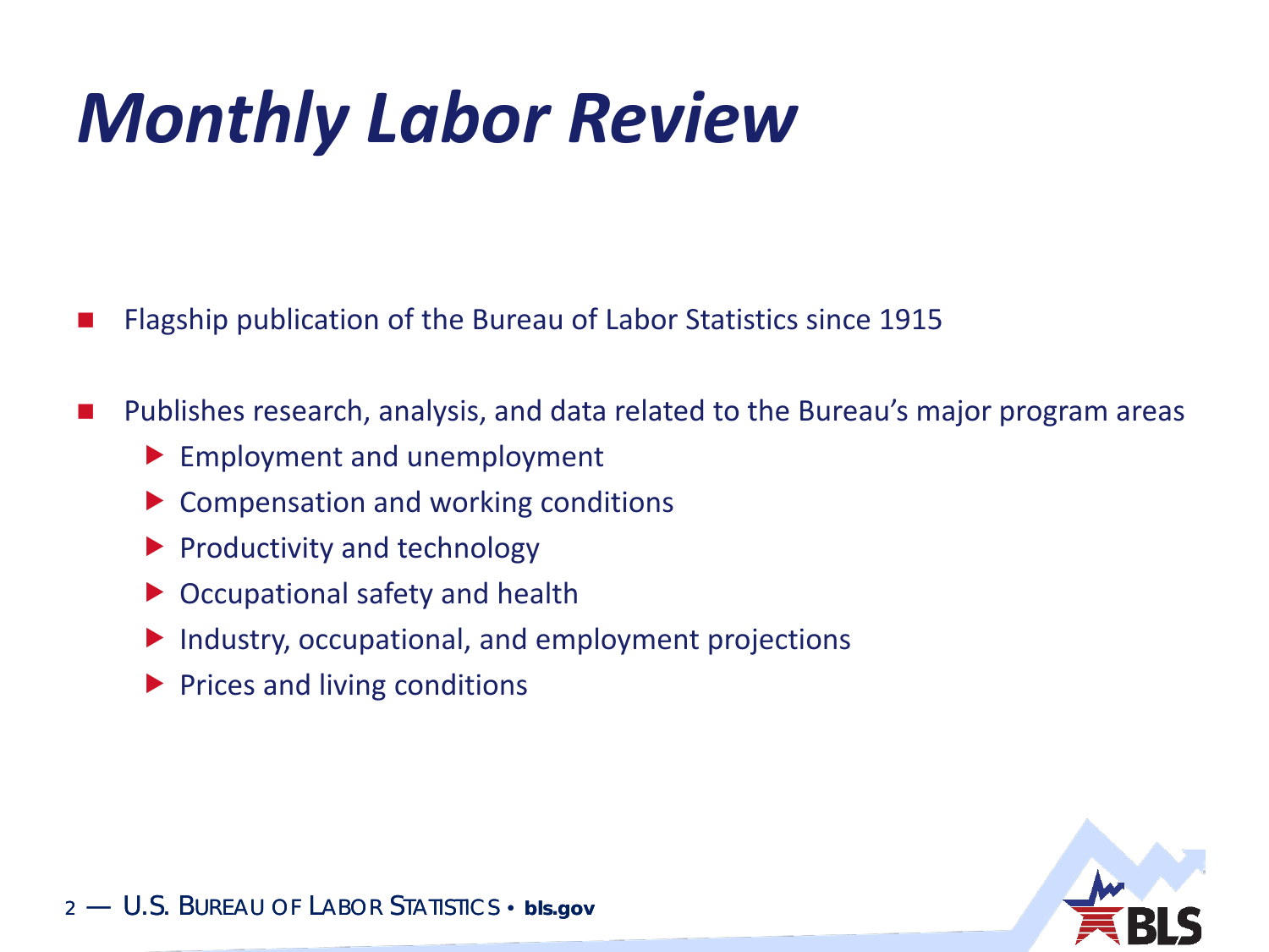# *Monthly Labor Review*

- Flagship publication of the Bureau of Labor Statistics since 1915
- Publishes research, analysis, and data related to the Bureau's major program areas
  - Employment and unemployment
  - Compensation and working conditions
  - Productivity and technology
  - Occupational safety and health
  - Industry, occupational, and employment projections
  - Prices and living conditions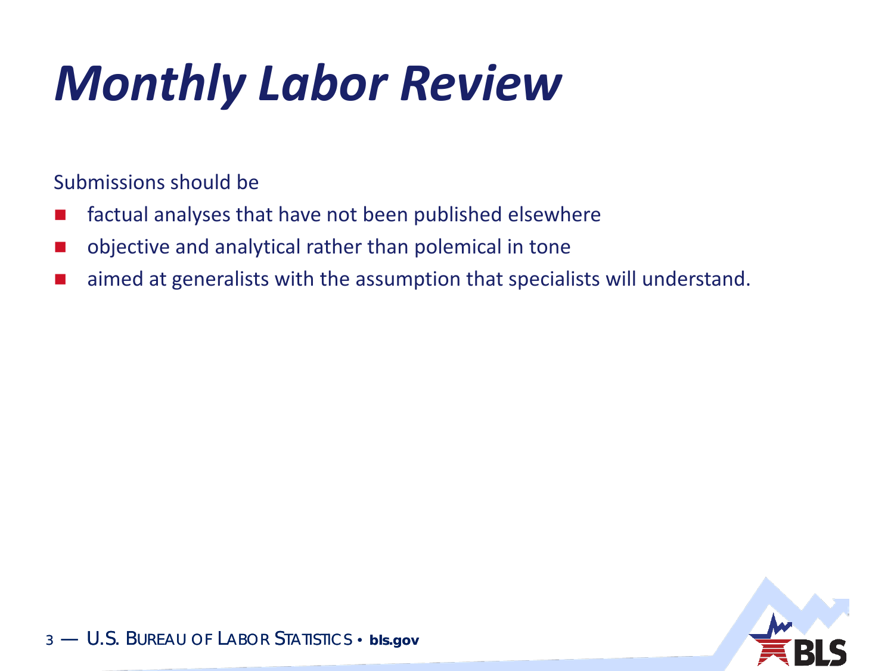# *Monthly Labor Review*

Submissions should be

- factual analyses that have not been published elsewhere
- objective and analytical rather than polemical in tone
- aimed at generalists with the assumption that specialists will understand.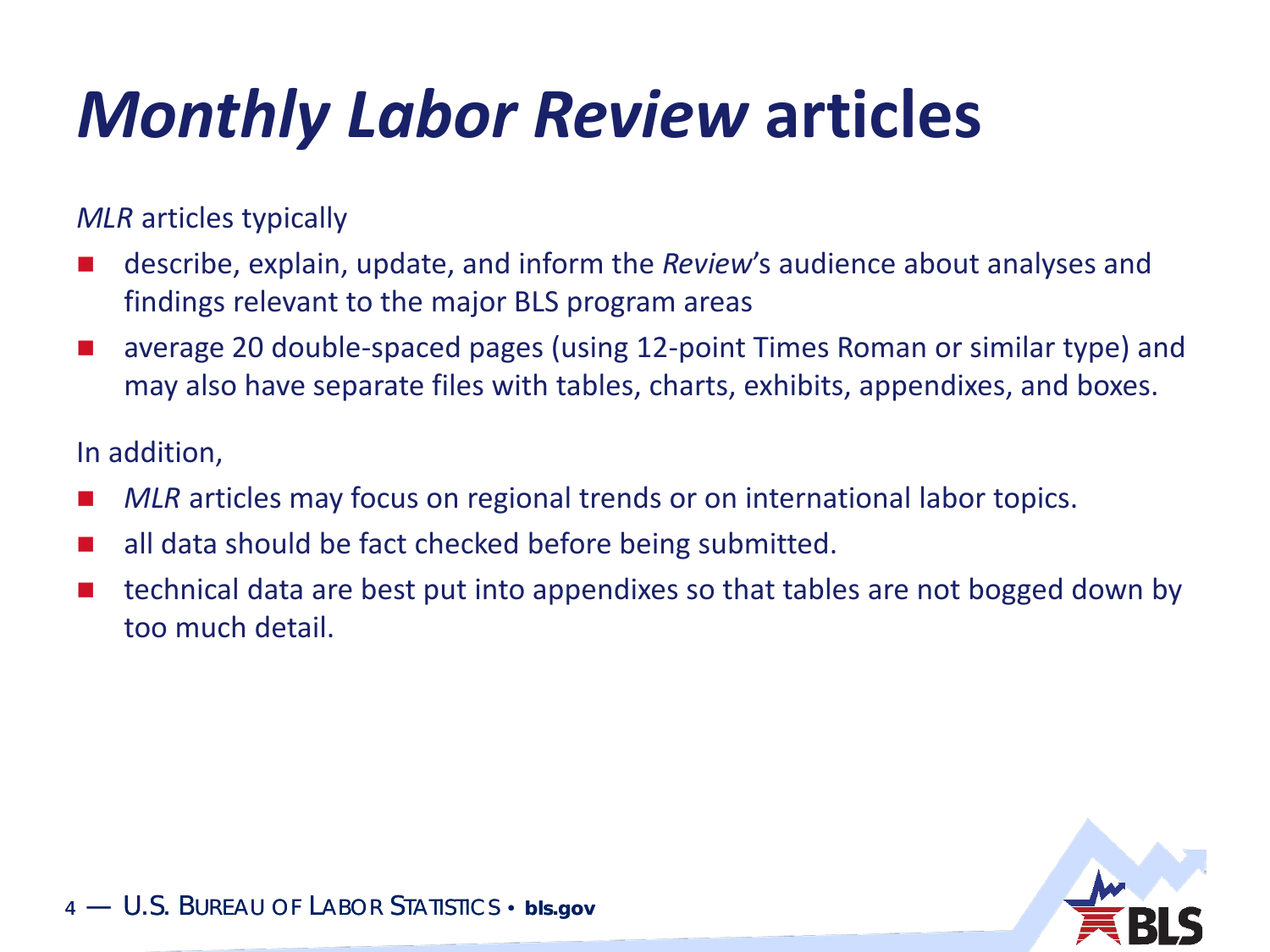# *Monthly Labor Review* articles

*MLR* articles typically

- describe, explain, update, and inform the *Review*'s audience about analyses and findings relevant to the major BLS program areas
- average 20 double-spaced pages (using 12-point Times Roman or similar type) and may also have separate files with tables, charts, exhibits, appendixes, and boxes.

In addition,

- *MLR* articles may focus on regional trends or on international labor topics.
- all data should be fact checked before being submitted.
- technical data are best put into appendixes so that tables are not bogged down by too much detail.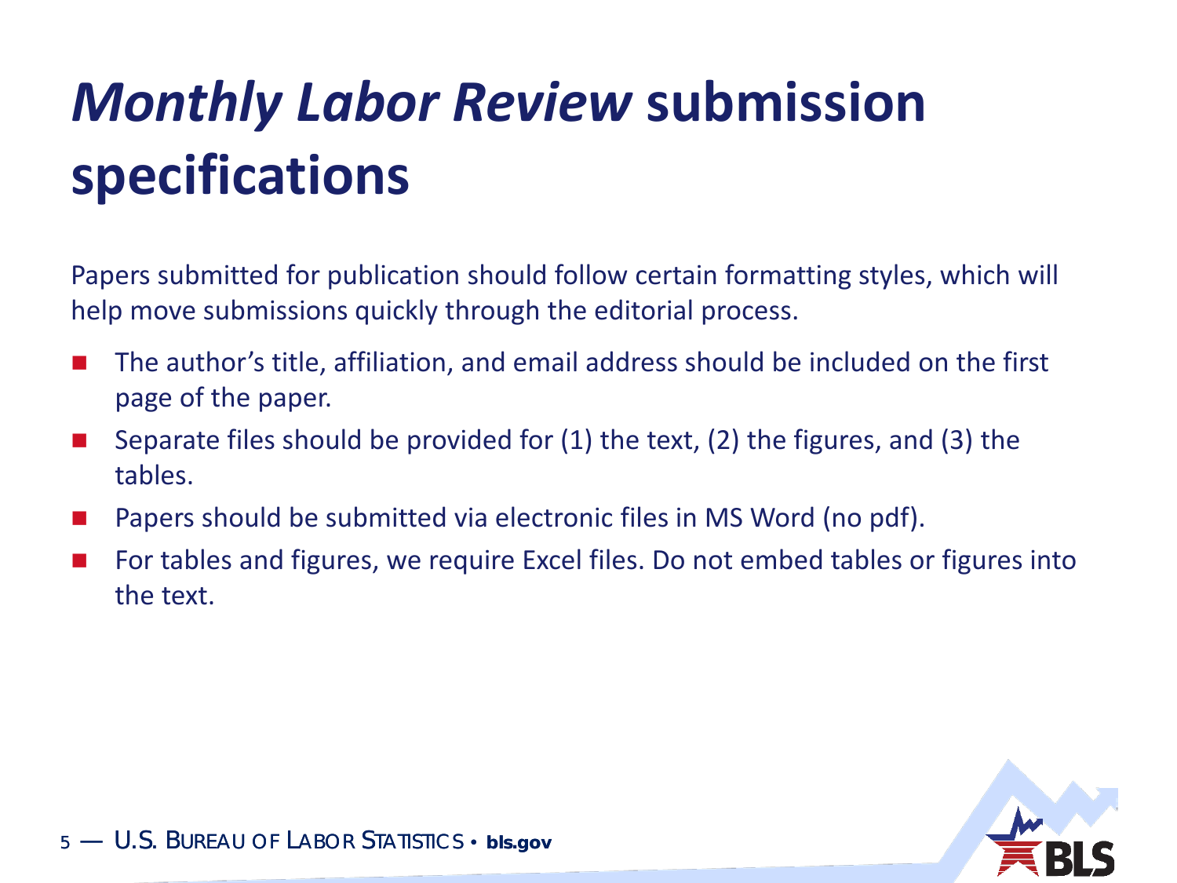# *Monthly Labor Review* submission specifications

Papers submitted for publication should follow certain formatting styles, which will help move submissions quickly through the editorial process.

- The author's title, affiliation, and email address should be included on the first page of the paper.
- Separate files should be provided for (1) the text, (2) the figures, and (3) the tables.
- Papers should be submitted via electronic files in MS Word (no pdf).
- For tables and figures, we require Excel files. Do not embed tables or figures into the text.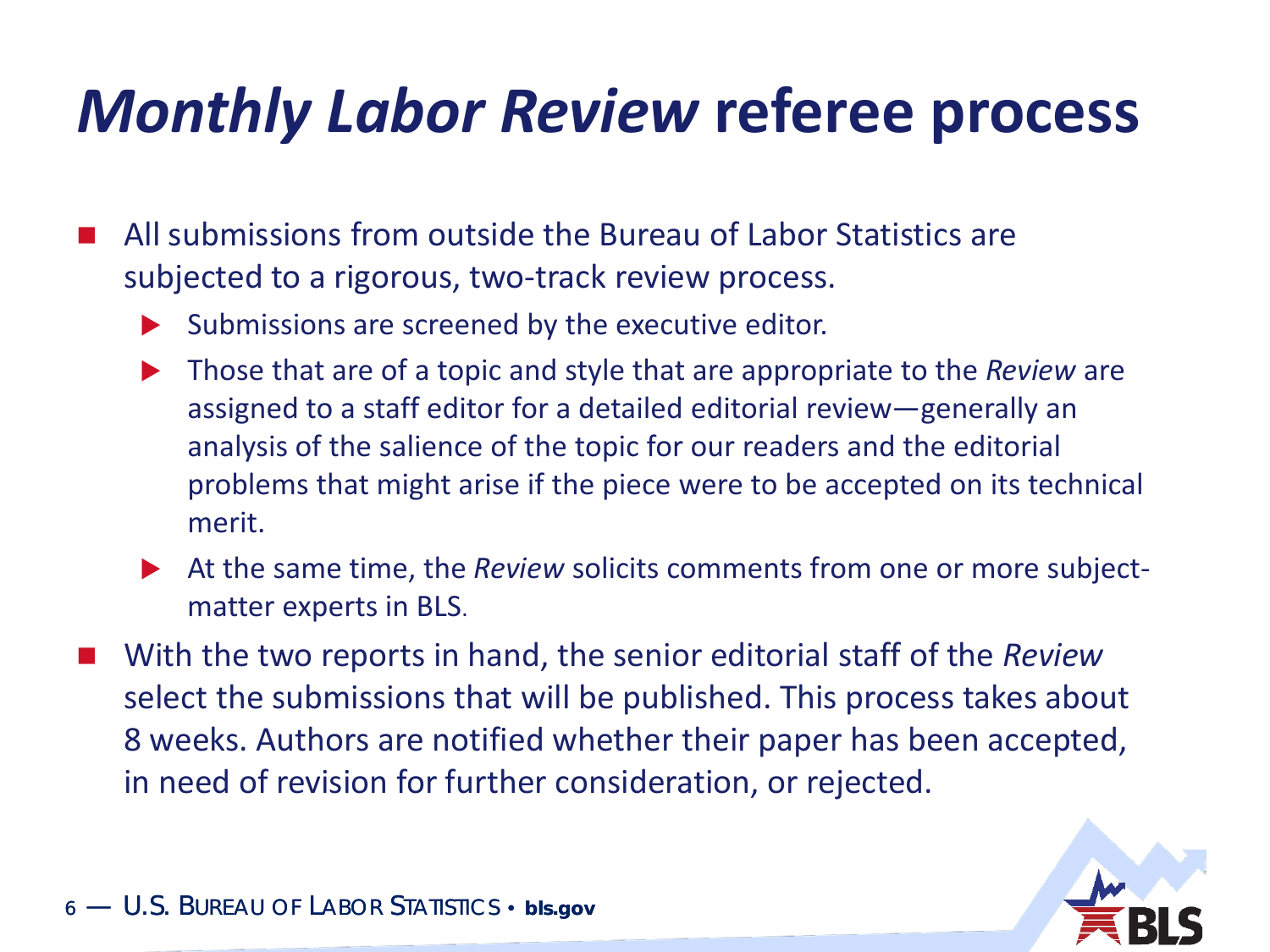# *Monthly Labor Review* referee process

- All submissions from outside the Bureau of Labor Statistics are subjected to a rigorous, two-track review process.
  - Submissions are screened by the executive editor.
  - Those that are of a topic and style that are appropriate to the *Review* are assigned to a staff editor for a detailed editorial review—generally an analysis of the salience of the topic for our readers and the editorial problems that might arise if the piece were to be accepted on its technical merit.
  - At the same time, the *Review* solicits comments from one or more subject-matter experts in BLS.
- With the two reports in hand, the senior editorial staff of the *Review* select the submissions that will be published. This process takes about 8 weeks. Authors are notified whether their paper has been accepted, in need of revision for further consideration, or rejected.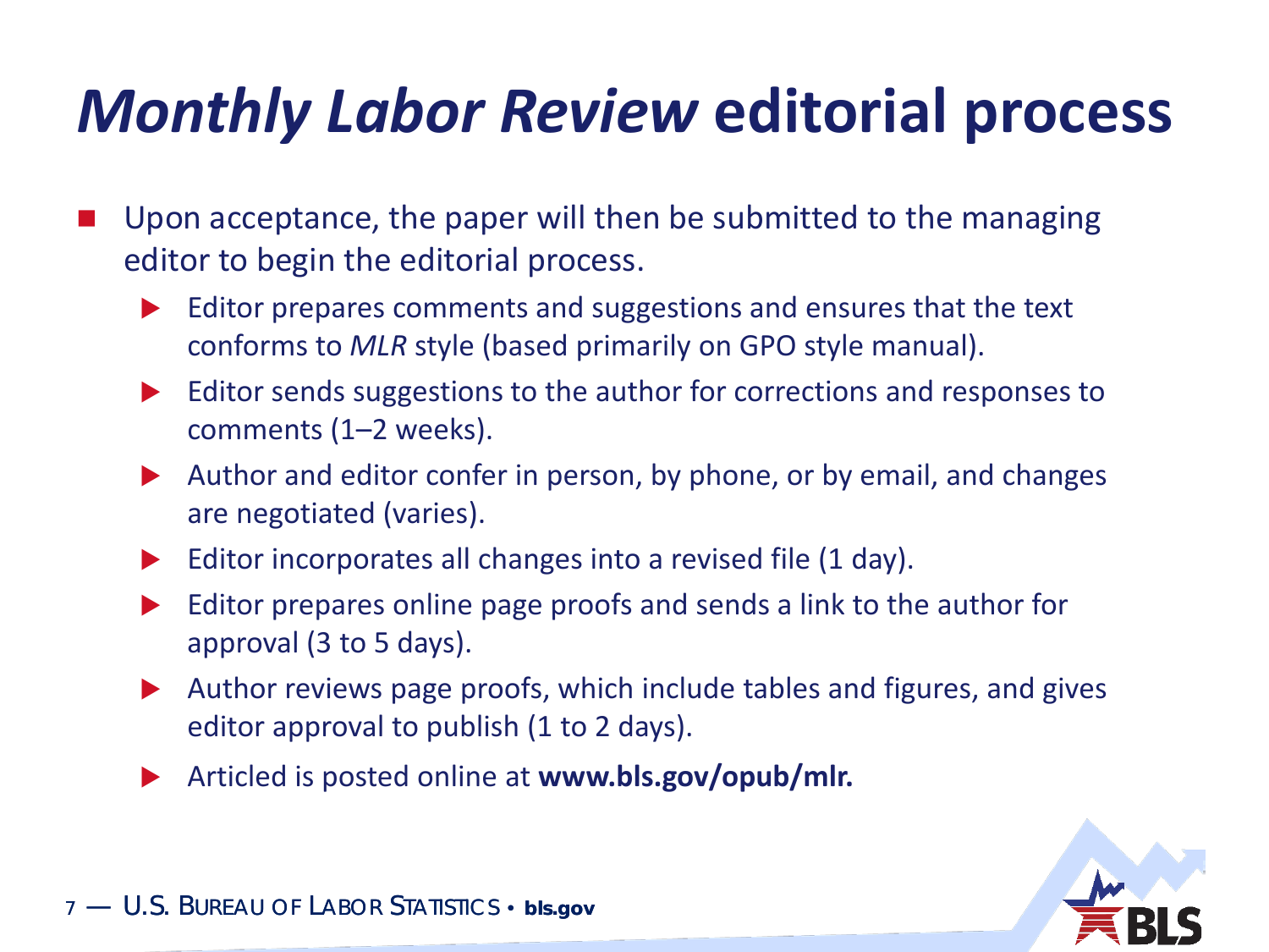# *Monthly Labor Review* editorial process

- Upon acceptance, the paper will then be submitted to the managing editor to begin the editorial process.
  - Editor prepares comments and suggestions and ensures that the text conforms to *MLR* style (based primarily on GPO style manual).
  - Editor sends suggestions to the author for corrections and responses to comments (1–2 weeks).
  - Author and editor confer in person, by phone, or by email, and changes are negotiated (varies).
  - Editor incorporates all changes into a revised file (1 day).
  - Editor prepares online page proofs and sends a link to the author for approval (3 to 5 days).
  - Author reviews page proofs, which include tables and figures, and gives editor approval to publish (1 to 2 days).
  - Articled is posted online at **www.bls.gov/opub/mlr.**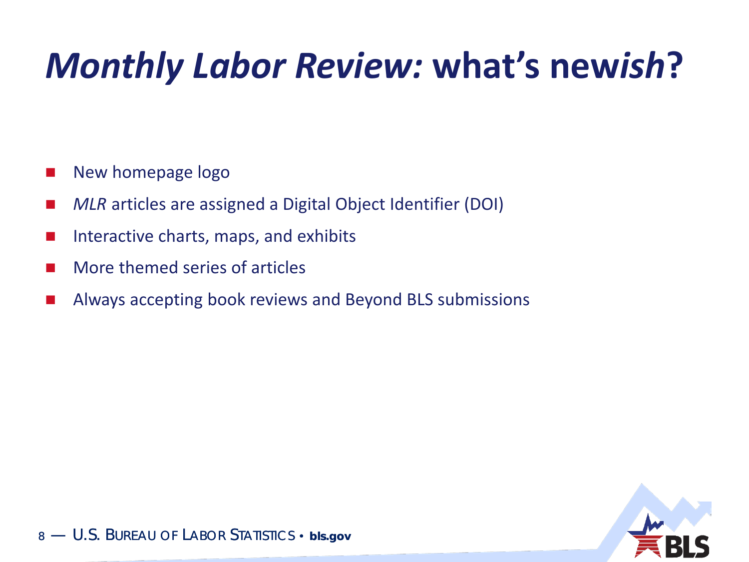# *Monthly Labor Review:* what's new*ish*?

- New homepage logo
- *MLR* articles are assigned a Digital Object Identifier (DOI)
- Interactive charts, maps, and exhibits
- More themed series of articles
- Always accepting book reviews and Beyond BLS submissions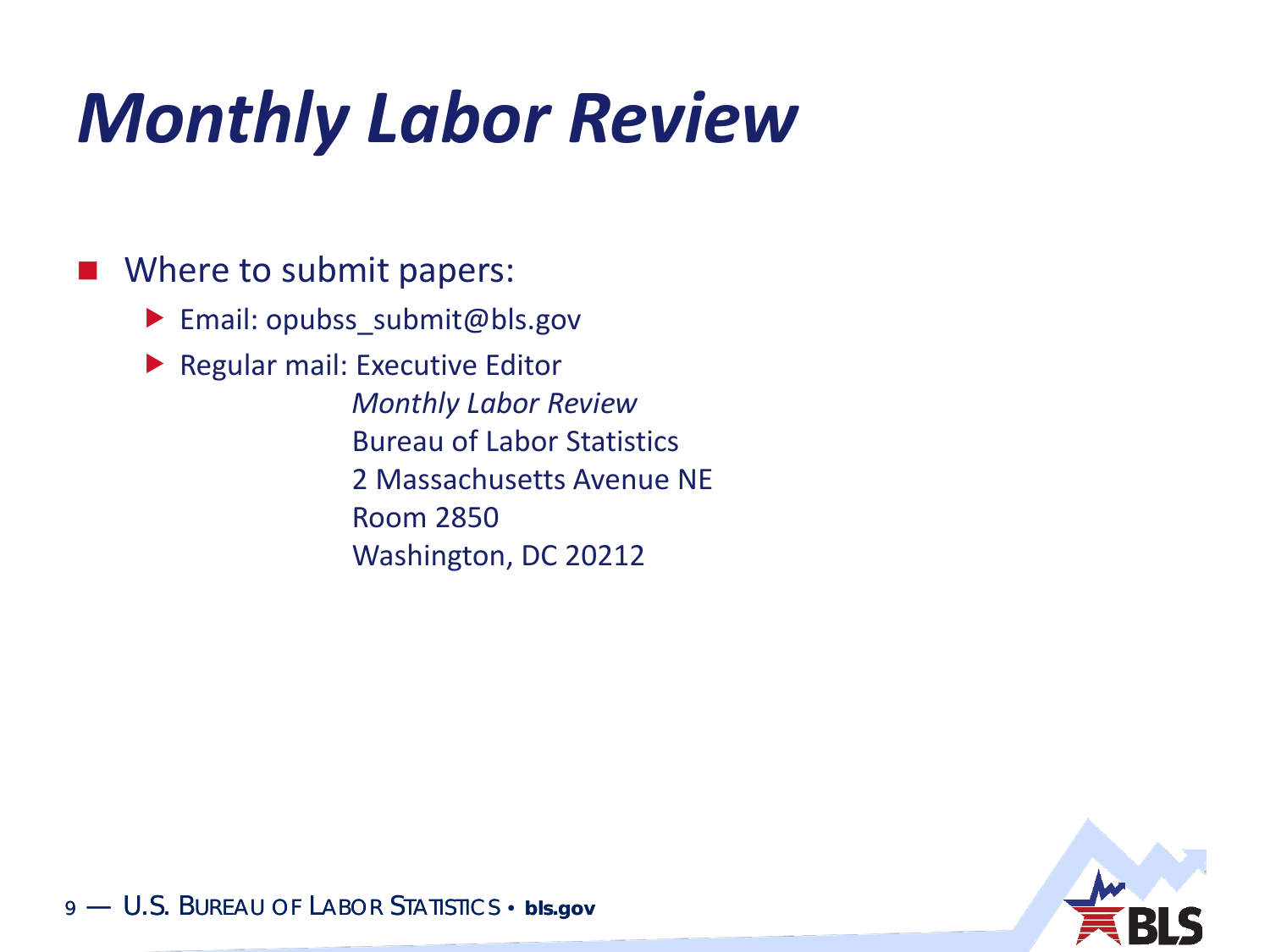# *Monthly Labor Review*

- Where to submit papers:
  - Email: opubss_submit@bls.gov
  - Regular mail: Executive Editor
    *Monthly Labor Review*
    Bureau of Labor Statistics
    2 Massachusetts Avenue NE
    Room 2850
    Washington, DC 20212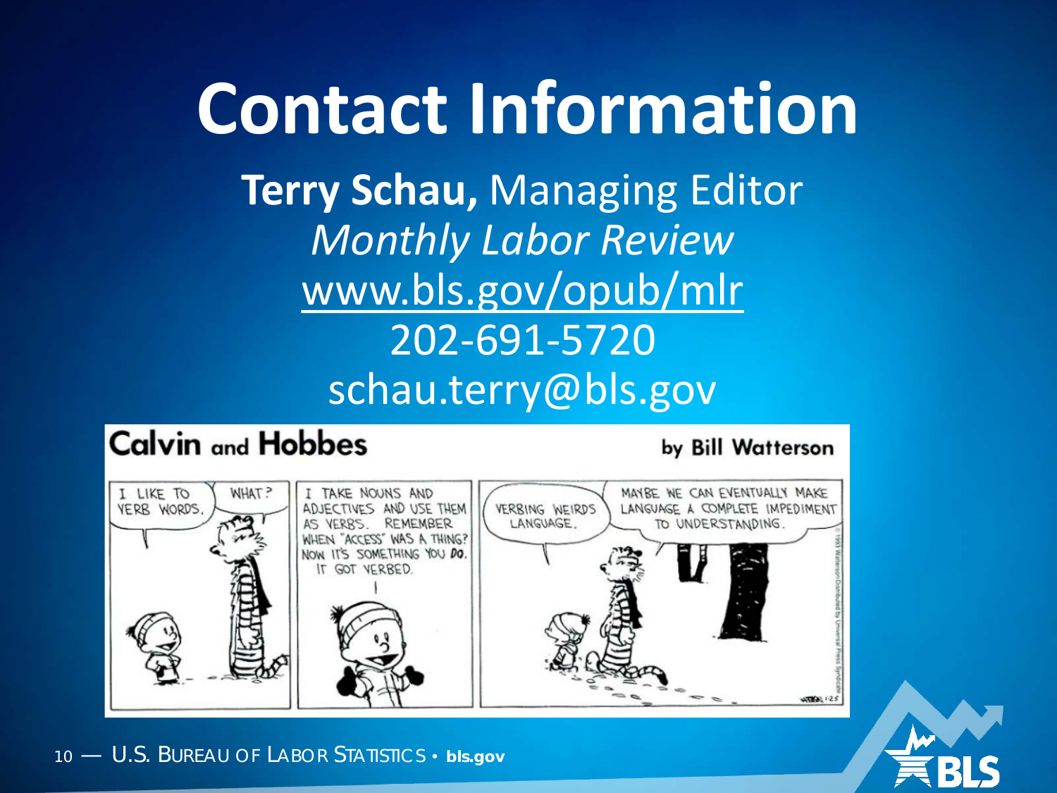# Contact Information

**Terry Schau,** Managing Editor

*Monthly Labor Review*

www.bls.gov/opub/mlr

202-691-5720

schau.terry@bls.gov

**Calvin and Hobbes** by Bill Watterson

I LIKE TO VERB WORDS.

WHAT?

I TAKE NOUNS AND ADJECTIVES AND USE THEM AS VERBS. REMEMBER WHEN "ACCESS" WAS A THING? NOW IT'S SOMETHING YOU *DO*. IT GOT VERBED.

VERBING WEIRDS LANGUAGE.

MAYBE WE CAN EVENTUALLY MAKE LANGUAGE A COMPLETE IMPEDIMENT TO UNDERSTANDING.